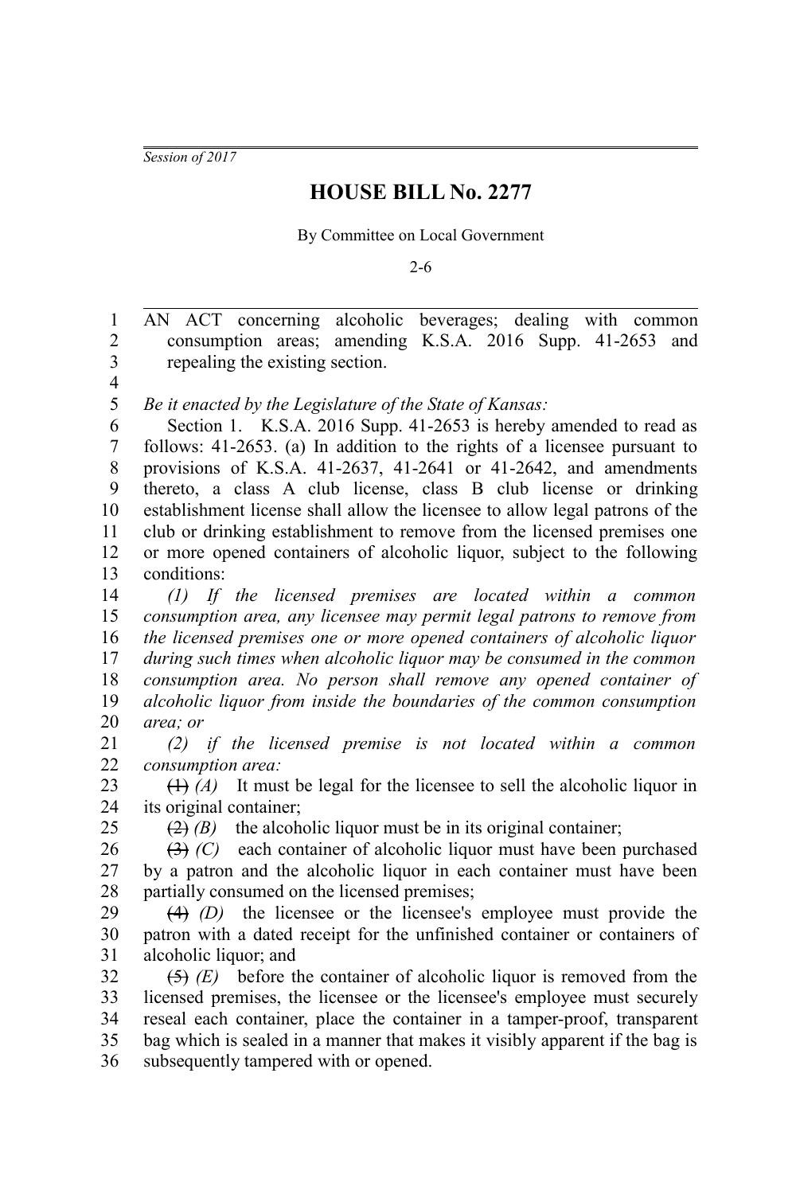*Session of 2017*

# HOUSE BILL No. 2277

By Committee on Local Government

2-6

AN ACT concerning alcoholic beverages; dealing with common consumption areas; amending K.S.A. 2016 Supp. 41-2653 and repealing the existing section.

*Be it enacted by the Legislature of the State of Kansas:*

Section 1. K.S.A. 2016 Supp. 41-2653 is hereby amended to read as follows: 41-2653. (a) In addition to the rights of a licensee pursuant to provisions of K.S.A. 41-2637, 41-2641 or 41-2642, and amendments thereto, a class A club license, class B club license or drinking establishment license shall allow the licensee to allow legal patrons of the club or drinking establishment to remove from the licensed premises one or more opened containers of alcoholic liquor, subject to the following conditions:

*(1) If the licensed premises are located within a common consumption area, any licensee may permit legal patrons to remove from the licensed premises one or more opened containers of alcoholic liquor during such times when alcoholic liquor may be consumed in the common consumption area. No person shall remove any opened container of alcoholic liquor from inside the boundaries of the common consumption area; or*

*(2) if the licensed premise is not located within a common consumption area:*

~~(1)~~ *(A)* It must be legal for the licensee to sell the alcoholic liquor in its original container;

~~(2)~~ *(B)* the alcoholic liquor must be in its original container;

~~(3)~~ *(C)* each container of alcoholic liquor must have been purchased by a patron and the alcoholic liquor in each container must have been partially consumed on the licensed premises;

~~(4)~~ *(D)* the licensee or the licensee's employee must provide the patron with a dated receipt for the unfinished container or containers of alcoholic liquor; and

~~(5)~~ *(E)* before the container of alcoholic liquor is removed from the licensed premises, the licensee or the licensee's employee must securely reseal each container, place the container in a tamper-proof, transparent bag which is sealed in a manner that makes it visibly apparent if the bag is subsequently tampered with or opened.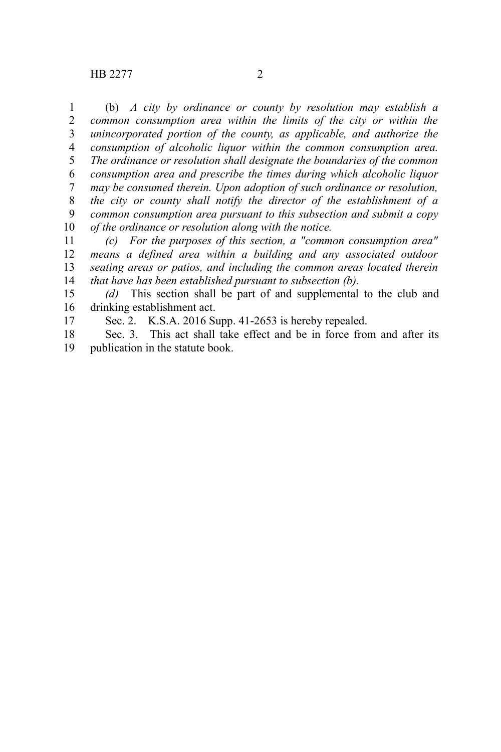(b) *A city by ordinance or county by resolution may establish a common consumption area within the limits of the city or within the unincorporated portion of the county, as applicable, and authorize the consumption of alcoholic liquor within the common consumption area. The ordinance or resolution shall designate the boundaries of the common consumption area and prescribe the times during which alcoholic liquor may be consumed therein. Upon adoption of such ordinance or resolution, the city or county shall notify the director of the establishment of a common consumption area pursuant to this subsection and submit a copy of the ordinance or resolution along with the notice.*

*(c) For the purposes of this section, a "common consumption area" means a defined area within a building and any associated outdoor seating areas or patios, and including the common areas located therein that have has been established pursuant to subsection (b).*

*(d)* This section shall be part of and supplemental to the club and drinking establishment act.

Sec. 2. K.S.A. 2016 Supp. 41-2653 is hereby repealed.

Sec. 3. This act shall take effect and be in force from and after its publication in the statute book.